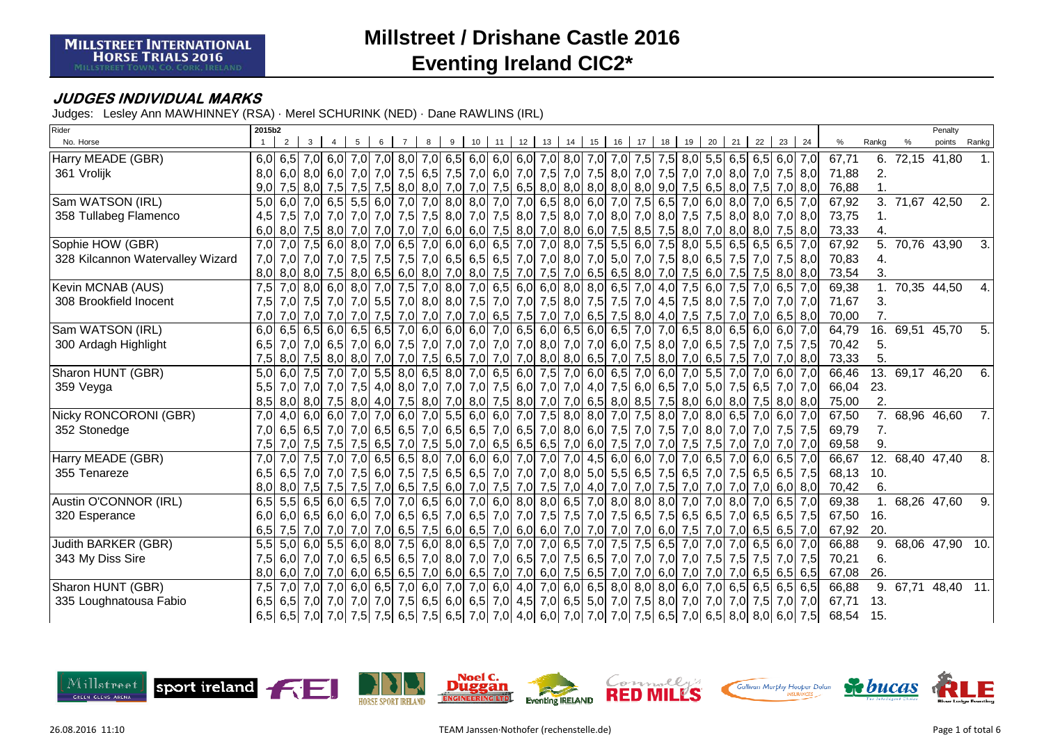# Millstreet / Drishane Castle 2016

## Eventing Ireland CIC2*

MILLSTREET INTERNATIONAL HORSE TRIALS 2016
MILLSTREET TOWN, CO. CORK, IRELAND

### JUDGES INDIVIDUAL MARKS

Judges: Lesley Ann MAWHINNEY (RSA) · Merel SCHURINK (NED) · Dane RAWLINS (IRL)

| Rider / No. Horse | 1 | 2 | 3 | 4 | 5 | 6 | 7 | 8 | 9 | 10 | 11 | 12 | 13 | 14 | 15 | 16 | 17 | 18 | 19 | 20 | 21 | 22 | 23 | 24 | % | Rankg | % | Penalty points | Rankg |
|---|---|---|---|---|---|---|---|---|---|---|---|---|---|---|---|---|---|---|---|---|---|---|---|---|---|---|---|---|---|
| Harry MEADE (GBR) | 6,0 | 6,5 | 7,0 | 6,0 | 7,0 | 7,0 | 8,0 | 7,0 | 6,5 | 6,0 | 6,0 | 6,0 | 7,0 | 8,0 | 7,0 | 7,0 | 7,5 | 7,5 | 8,0 | 5,5 | 6,5 | 6,5 | 6,0 | 7,0 | 67,71 | 6. | 72,15 | 41,80 | 1. |
| 361 Vrolijk | 8,0 | 6,0 | 8,0 | 6,0 | 7,0 | 7,0 | 7,5 | 6,5 | 7,5 | 7,0 | 6,0 | 7,0 | 7,5 | 7,0 | 7,5 | 8,0 | 7,0 | 7,5 | 7,0 | 7,0 | 8,0 | 7,0 | 7,5 | 8,0 | 71,88 | 2. | | | |
| | 9,0 | 7,5 | 8,0 | 7,5 | 7,5 | 7,5 | 8,0 | 8,0 | 7,0 | 7,0 | 7,5 | 6,5 | 8,0 | 8,0 | 8,0 | 8,0 | 8,0 | 9,0 | 7,5 | 6,5 | 8,0 | 7,5 | 7,0 | 8,0 | 76,88 | 1. | | | |
| Sam WATSON (IRL) | 5,0 | 6,0 | 7,0 | 6,5 | 5,5 | 6,0 | 7,0 | 7,0 | 8,0 | 8,0 | 7,0 | 7,0 | 6,5 | 8,0 | 6,0 | 7,0 | 7,5 | 6,5 | 7,0 | 6,0 | 8,0 | 7,0 | 6,5 | 7,0 | 67,92 | 3. | 71,67 | 42,50 | 2. |
| 358 Tullabeg Flamenco | 4,5 | 7,5 | 7,0 | 7,0 | 7,0 | 7,0 | 7,5 | 7,5 | 8,0 | 7,0 | 7,5 | 8,0 | 7,5 | 8,0 | 7,0 | 8,0 | 7,0 | 8,0 | 7,5 | 7,5 | 8,0 | 8,0 | 7,0 | 8,0 | 73,75 | 1. | | | |
| | 6,0 | 8,0 | 7,5 | 8,0 | 7,0 | 7,0 | 7,0 | 7,0 | 6,0 | 6,0 | 7,5 | 8,0 | 7,0 | 8,0 | 6,0 | 7,5 | 8,5 | 7,5 | 8,0 | 7,0 | 8,0 | 8,0 | 7,5 | 8,0 | 73,33 | 4. | | | |
| Sophie HOW (GBR) | 7,0 | 7,0 | 7,5 | 6,0 | 8,0 | 7,0 | 6,5 | 7,0 | 6,0 | 6,0 | 6,5 | 7,0 | 7,0 | 8,0 | 7,5 | 5,5 | 6,0 | 7,5 | 8,0 | 5,5 | 6,5 | 6,5 | 6,5 | 7,0 | 67,92 | 5. | 70,76 | 43,90 | 3. |
| 328 Kilcannon Watervalley Wizard | 7,0 | 7,0 | 7,0 | 7,0 | 7,5 | 7,5 | 7,5 | 7,0 | 6,5 | 6,5 | 6,5 | 7,0 | 7,0 | 8,0 | 7,0 | 5,0 | 7,0 | 7,5 | 8,0 | 6,5 | 7,5 | 7,0 | 7,5 | 8,0 | 70,83 | 4. | | | |
| | 8,0 | 8,0 | 8,0 | 7,5 | 8,0 | 6,5 | 6,0 | 8,0 | 7,0 | 8,0 | 7,5 | 7,0 | 7,5 | 7,0 | 6,5 | 6,5 | 8,0 | 7,0 | 7,5 | 6,0 | 7,5 | 7,5 | 8,0 | 8,0 | 73,54 | 3. | | | |
| Kevin MCNAB (AUS) | 7,5 | 7,0 | 8,0 | 6,0 | 8,0 | 7,0 | 7,5 | 7,0 | 8,0 | 7,0 | 6,5 | 6,0 | 6,0 | 8,0 | 8,0 | 6,5 | 7,0 | 4,0 | 7,5 | 6,0 | 7,5 | 7,0 | 6,5 | 7,0 | 69,38 | 1. | 70,35 | 44,50 | 4. |
| 308 Brookfield Inocent | 7,5 | 7,0 | 7,5 | 7,0 | 7,0 | 5,5 | 7,0 | 8,0 | 8,0 | 7,5 | 7,0 | 7,0 | 7,5 | 8,0 | 7,5 | 7,5 | 7,0 | 4,5 | 7,5 | 8,0 | 7,5 | 7,0 | 7,0 | 7,0 | 71,67 | 3. | | | |
| | 7,0 | 7,0 | 7,0 | 7,0 | 7,0 | 7,5 | 7,0 | 7,0 | 7,0 | 7,0 | 6,5 | 7,5 | 7,0 | 7,0 | 6,5 | 7,5 | 8,0 | 4,0 | 7,5 | 7,5 | 7,0 | 7,0 | 6,5 | 8,0 | 70,00 | 7. | | | |
| Sam WATSON (IRL) | 6,0 | 6,5 | 6,5 | 6,0 | 6,5 | 6,5 | 7,0 | 6,0 | 6,0 | 6,0 | 7,0 | 6,5 | 6,0 | 6,5 | 6,0 | 6,5 | 7,0 | 7,0 | 6,5 | 8,0 | 6,5 | 6,0 | 6,0 | 7,0 | 64,79 | 16. | 69,51 | 45,70 | 5. |
| 300 Ardagh Highlight | 6,5 | 7,0 | 7,0 | 6,5 | 7,0 | 6,0 | 7,5 | 7,0 | 7,0 | 7,0 | 7,0 | 7,0 | 8,0 | 7,0 | 7,0 | 6,0 | 7,5 | 8,0 | 7,0 | 6,5 | 7,5 | 7,0 | 7,5 | 7,5 | 70,42 | 5. | | | |
| | 7,5 | 8,0 | 7,5 | 8,0 | 8,0 | 7,0 | 7,0 | 7,5 | 6,5 | 7,0 | 7,0 | 7,0 | 8,0 | 8,0 | 6,5 | 7,0 | 7,5 | 8,0 | 7,0 | 6,5 | 7,5 | 7,0 | 7,0 | 8,0 | 73,33 | 5. | | | |
| Sharon HUNT (GBR) | 5,0 | 6,0 | 7,5 | 7,0 | 7,0 | 5,5 | 8,0 | 6,5 | 8,0 | 7,0 | 6,5 | 6,0 | 7,5 | 7,0 | 6,0 | 6,5 | 7,0 | 6,0 | 7,0 | 5,5 | 7,0 | 7,0 | 6,0 | 7,0 | 66,46 | 13. | 69,17 | 46,20 | 6. |
| 359 Veyga | 5,5 | 7,0 | 7,0 | 7,0 | 7,5 | 4,0 | 8,0 | 7,0 | 7,0 | 7,0 | 7,5 | 6,0 | 7,0 | 7,0 | 4,0 | 7,5 | 6,0 | 6,5 | 7,0 | 5,0 | 7,5 | 6,5 | 7,0 | 7,0 | 66,04 | 23. | | | |
| | 8,5 | 8,0 | 8,0 | 7,5 | 8,0 | 4,0 | 7,5 | 8,0 | 7,0 | 8,0 | 7,5 | 8,0 | 7,0 | 7,0 | 6,5 | 8,0 | 8,5 | 7,5 | 8,0 | 6,0 | 8,0 | 7,5 | 8,0 | 8,0 | 75,00 | 2. | | | |
| Nicky RONCORONI (GBR) | 7,0 | 4,0 | 6,0 | 6,0 | 7,0 | 7,0 | 6,0 | 7,0 | 5,5 | 6,0 | 6,0 | 7,0 | 7,5 | 8,0 | 8,0 | 7,0 | 7,5 | 8,0 | 7,0 | 8,0 | 6,5 | 7,0 | 6,0 | 7,0 | 67,50 | 7. | 68,96 | 46,60 | 7. |
| 352 Stonedge | 7,0 | 6,5 | 6,5 | 7,0 | 7,0 | 6,5 | 6,5 | 7,0 | 6,5 | 6,5 | 7,0 | 6,5 | 7,0 | 8,0 | 6,0 | 7,5 | 7,0 | 7,5 | 7,0 | 8,0 | 7,0 | 7,0 | 7,5 | 7,5 | 69,79 | 7. | | | |
| | 7,5 | 7,0 | 7,5 | 7,5 | 7,5 | 6,5 | 7,0 | 7,5 | 5,0 | 7,0 | 6,5 | 6,5 | 6,5 | 7,0 | 6,0 | 7,5 | 7,0 | 7,0 | 7,5 | 7,5 | 7,0 | 7,0 | 7,0 | 7,0 | 69,58 | 9. | | | |
| Harry MEADE (GBR) | 7,0 | 7,0 | 7,5 | 7,0 | 7,0 | 6,5 | 6,5 | 8,0 | 7,0 | 6,0 | 6,0 | 7,0 | 7,0 | 7,0 | 4,5 | 6,0 | 6,0 | 7,0 | 7,0 | 6,5 | 7,0 | 6,0 | 6,5 | 7,0 | 66,67 | 12. | 68,40 | 47,40 | 8. |
| 355 Tenareze | 6,5 | 6,5 | 7,0 | 7,0 | 7,5 | 6,0 | 7,5 | 7,5 | 6,5 | 6,5 | 7,0 | 7,0 | 7,0 | 8,0 | 5,0 | 5,5 | 6,5 | 7,5 | 6,5 | 7,0 | 7,5 | 6,5 | 6,5 | 7,5 | 68,13 | 10. | | | |
| | 8,0 | 8,0 | 7,5 | 7,5 | 7,5 | 7,0 | 6,5 | 7,5 | 6,0 | 7,0 | 7,5 | 7,0 | 7,5 | 7,0 | 4,0 | 7,0 | 7,0 | 7,5 | 7,0 | 7,0 | 7,0 | 7,0 | 6,0 | 8,0 | 70,42 | 6. | | | |
| Austin O'CONNOR (IRL) | 6,5 | 5,5 | 6,5 | 6,0 | 6,5 | 7,0 | 7,0 | 6,5 | 6,0 | 7,0 | 6,0 | 8,0 | 8,0 | 6,5 | 7,0 | 8,0 | 8,0 | 8,0 | 7,0 | 7,0 | 8,0 | 7,0 | 6,5 | 7,0 | 69,38 | 1. | 68,26 | 47,60 | 9. |
| 320 Esperance | 6,0 | 6,0 | 6,5 | 6,0 | 6,0 | 7,0 | 6,5 | 6,5 | 7,0 | 6,5 | 7,0 | 7,0 | 7,5 | 7,5 | 7,0 | 7,5 | 6,5 | 7,5 | 6,5 | 6,5 | 7,0 | 6,5 | 6,5 | 7,5 | 67,50 | 16. | | | |
| | 6,5 | 7,5 | 7,0 | 7,0 | 7,0 | 7,0 | 6,5 | 7,5 | 6,0 | 6,5 | 7,0 | 6,0 | 6,0 | 7,0 | 7,0 | 7,0 | 7,0 | 6,0 | 7,5 | 7,0 | 7,0 | 6,5 | 6,5 | 7,0 | 67,92 | 20. | | | |
| Judith BARKER (GBR) | 5,5 | 5,0 | 6,0 | 5,5 | 6,0 | 8,0 | 7,5 | 6,0 | 8,0 | 6,5 | 7,0 | 7,0 | 7,0 | 6,5 | 7,0 | 7,5 | 7,5 | 6,5 | 7,0 | 7,0 | 7,0 | 6,5 | 6,0 | 7,0 | 66,88 | 9. | 68,06 | 47,90 | 10. |
| 343 My Diss Sire | 7,5 | 6,0 | 7,0 | 7,0 | 6,5 | 6,5 | 6,5 | 7,0 | 8,0 | 7,0 | 7,0 | 6,5 | 7,0 | 7,5 | 6,5 | 7,0 | 7,0 | 7,0 | 7,0 | 7,5 | 7,5 | 7,5 | 7,0 | 7,5 | 70,21 | 6. | | | |
| | 8,0 | 6,0 | 7,0 | 7,0 | 6,0 | 6,5 | 6,5 | 7,0 | 6,0 | 6,5 | 7,0 | 7,0 | 6,0 | 7,5 | 6,5 | 7,0 | 7,0 | 6,0 | 7,0 | 7,0 | 7,0 | 6,5 | 6,5 | 6,5 | 67,08 | 26. | | | |
| Sharon HUNT (GBR) | 7,5 | 7,0 | 7,0 | 7,0 | 6,0 | 6,5 | 7,0 | 6,0 | 7,0 | 7,0 | 6,0 | 4,0 | 7,0 | 6,0 | 6,5 | 8,0 | 8,0 | 8,0 | 6,0 | 7,0 | 6,5 | 6,5 | 6,5 | 6,5 | 66,88 | 9. | 67,71 | 48,40 | 11. |
| 335 Loughnatousa Fabio | 6,5 | 6,5 | 7,0 | 7,0 | 7,0 | 7,0 | 7,5 | 6,5 | 6,0 | 6,5 | 7,0 | 4,5 | 7,0 | 6,5 | 5,0 | 7,0 | 7,5 | 8,0 | 7,0 | 7,0 | 7,0 | 7,5 | 7,0 | 7,0 | 67,71 | 13. | | | |
| | 6,5 | 6,5 | 7,0 | 7,0 | 7,5 | 7,5 | 6,5 | 7,5 | 6,5 | 7,0 | 7,0 | 4,0 | 6,0 | 7,0 | 7,0 | 7,0 | 7,5 | 6,5 | 7,0 | 6,5 | 8,0 | 8,0 | 6,0 | 7,5 | 68,54 | 15. | | | |

26.08.2016 11:10 TEAM Janssen·Nothofer (rechenstelle.de)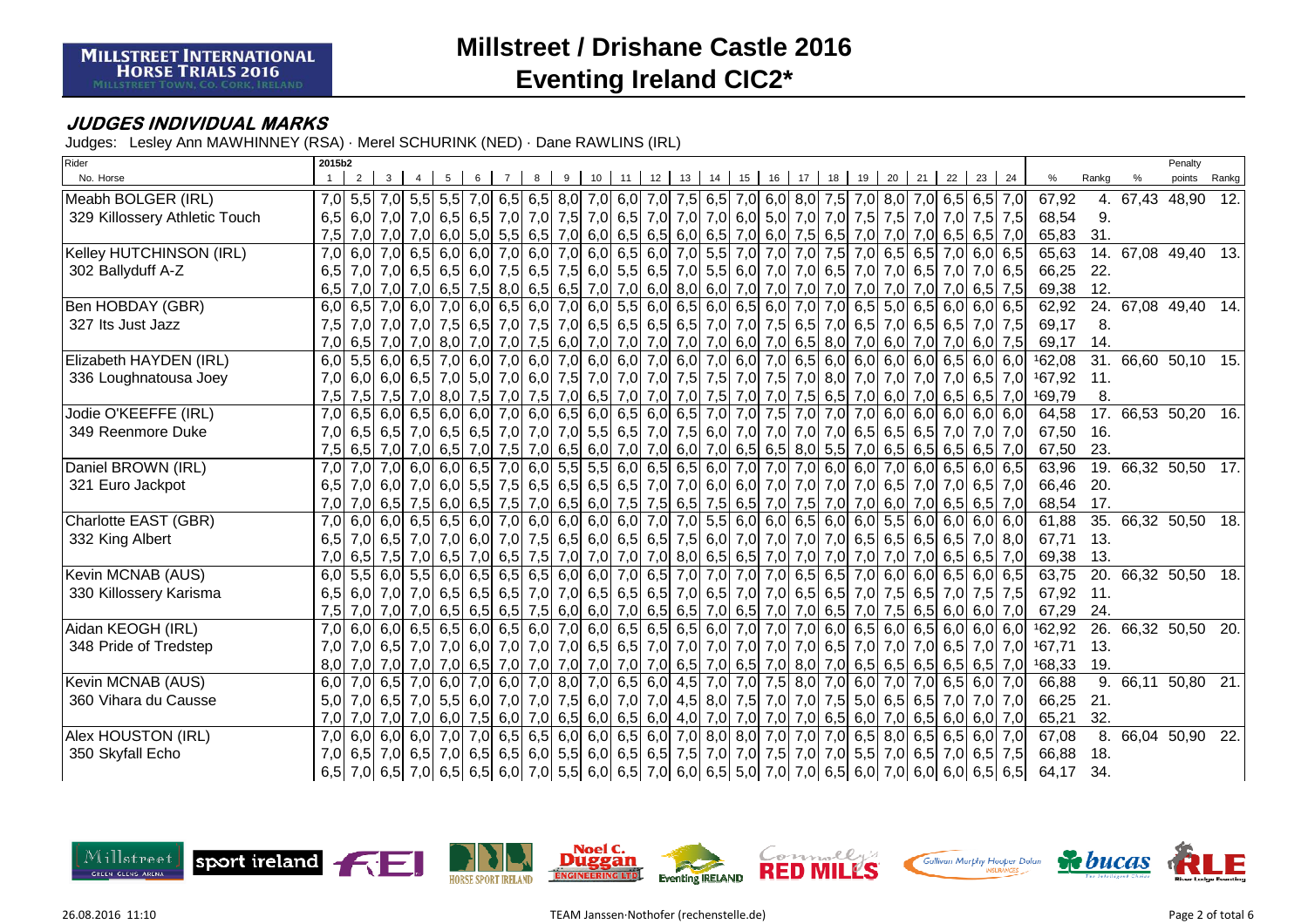**MILLSTREET INTERNATIONAL HORSE TRIALS 2016**
MILLSTREET TOWN, CO. CORK, IRELAND

# Millstreet / Drishane Castle 2016
# Eventing Ireland CIC2*

## JUDGES INDIVIDUAL MARKS

Judges: Lesley Ann MAWHINNEY (RSA) · Merel SCHURINK (NED) · Dane RAWLINS (IRL)

| Rider / No. Horse | 1 | 2 | 3 | 4 | 5 | 6 | 7 | 8 | 9 | 10 | 11 | 12 | 13 | 14 | 15 | 16 | 17 | 18 | 19 | 20 | 21 | 22 | 23 | 24 | % | Rangk | % | Penalty points | Rangk |
|---|---|---|---|---|---|---|---|---|---|---|---|---|---|---|---|---|---|---|---|---|---|---|---|---|---|---|---|---|---|
| 2015b2 | | | | | | | | | | | | | | | | | | | | | | | | | | | | | |
| Meabh BOLGER (IRL) | 7,0 | 5,5 | 7,0 | 5,5 | 5,5 | 7,0 | 6,5 | 6,5 | 8,0 | 7,0 | 6,0 | 7,0 | 7,5 | 6,5 | 7,0 | 6,0 | 8,0 | 7,5 | 7,0 | 8,0 | 7,0 | 6,5 | 6,5 | 7,0 | 67,92 | 4. | 67,43 | 48,90 | 12. |
| 329 Killossery Athletic Touch | 6,5 | 6,0 | 7,0 | 7,0 | 6,5 | 6,5 | 7,0 | 7,0 | 7,5 | 7,0 | 6,5 | 7,0 | 7,0 | 7,0 | 6,0 | 5,0 | 7,0 | 7,0 | 7,5 | 7,5 | 7,0 | 7,0 | 7,5 | 7,5 | 68,54 | 9. | | | |
| | 7,5 | 7,0 | 7,0 | 7,0 | 6,0 | 5,0 | 5,5 | 6,5 | 7,0 | 6,0 | 6,5 | 6,5 | 6,0 | 6,5 | 7,0 | 6,0 | 7,5 | 6,5 | 7,0 | 7,0 | 7,0 | 6,5 | 6,5 | 7,0 | 65,83 | 31. | | | |
| Kelley HUTCHINSON (IRL) | 7,0 | 6,0 | 7,0 | 6,5 | 6,0 | 6,0 | 7,0 | 6,0 | 7,0 | 6,0 | 6,5 | 6,0 | 7,0 | 5,5 | 7,0 | 7,0 | 7,0 | 7,5 | 7,0 | 6,5 | 6,5 | 7,0 | 6,0 | 6,5 | 65,63 | 14. | 67,08 | 49,40 | 13. |
| 302 Ballyduff A-Z | 6,5 | 7,0 | 7,0 | 6,5 | 6,5 | 6,0 | 7,5 | 6,5 | 7,5 | 6,0 | 5,5 | 6,5 | 7,0 | 5,5 | 6,0 | 7,0 | 7,0 | 6,5 | 7,0 | 7,0 | 6,5 | 7,0 | 7,0 | 6,5 | 66,25 | 22. | | | |
| | 6,5 | 7,0 | 7,0 | 7,0 | 6,5 | 7,5 | 8,0 | 6,5 | 6,5 | 7,0 | 7,0 | 6,0 | 8,0 | 6,0 | 7,0 | 7,0 | 7,0 | 7,0 | 7,0 | 7,0 | 7,0 | 7,0 | 6,5 | 7,5 | 69,38 | 12. | | | |
| Ben HOBDAY (GBR) | 6,0 | 6,5 | 7,0 | 6,0 | 7,0 | 6,0 | 6,5 | 6,0 | 7,0 | 6,0 | 5,5 | 6,0 | 6,5 | 6,0 | 6,5 | 6,0 | 7,0 | 7,0 | 6,5 | 5,0 | 6,5 | 6,0 | 6,0 | 6,5 | 62,92 | 24. | 67,08 | 49,40 | 14. |
| 327 Its Just Jazz | 7,5 | 7,0 | 7,0 | 7,0 | 7,5 | 6,5 | 7,0 | 7,5 | 7,0 | 6,5 | 6,5 | 6,5 | 6,5 | 7,0 | 7,0 | 7,5 | 6,5 | 7,0 | 6,5 | 7,0 | 6,5 | 6,5 | 7,0 | 7,5 | 69,17 | 8. | | | |
| | 7,0 | 6,5 | 7,0 | 7,0 | 8,0 | 7,0 | 7,0 | 7,5 | 6,0 | 7,0 | 7,0 | 7,0 | 7,0 | 7,0 | 6,0 | 7,0 | 6,5 | 8,0 | 7,0 | 6,0 | 7,0 | 7,0 | 6,0 | 7,5 | 69,17 | 14. | | | |
| Elizabeth HAYDEN (IRL) | 6,0 | 5,5 | 6,0 | 6,5 | 7,0 | 6,0 | 7,0 | 6,0 | 7,0 | 6,0 | 6,0 | 7,0 | 6,0 | 7,0 | 6,0 | 7,0 | 6,5 | 6,0 | 6,0 | 6,0 | 6,0 | 6,5 | 6,0 | 6,0 | [1]62,08 | 31. | 66,60 | 50,10 | 15. |
| 336 Loughnatousa Joey | 7,0 | 6,0 | 6,0 | 6,5 | 7,0 | 5,0 | 7,0 | 6,0 | 7,5 | 7,0 | 7,0 | 7,0 | 7,5 | 7,5 | 7,0 | 7,5 | 7,0 | 8,0 | 7,0 | 7,0 | 7,0 | 7,0 | 6,5 | 7,0 | [1]67,92 | 11. | | | |
| | 7,5 | 7,5 | 7,5 | 7,0 | 8,0 | 7,5 | 7,0 | 7,5 | 7,0 | 6,5 | 7,0 | 7,0 | 7,5 | 7,0 | 7,0 | 7,0 | 7,5 | 6,5 | 7,0 | 6,0 | 7,0 | 6,5 | 6,5 | 7,0 | [1]69,79 | 8. | | | |
| Jodie O'KEEFFE (IRL) | 7,0 | 6,5 | 6,0 | 6,5 | 6,0 | 6,0 | 7,0 | 6,0 | 6,5 | 6,0 | 6,5 | 6,0 | 6,5 | 7,0 | 7,0 | 7,5 | 7,0 | 7,0 | 7,0 | 6,0 | 6,0 | 6,0 | 6,0 | 6,0 | 64,58 | 17. | 66,53 | 50,20 | 16. |
| 349 Reenmore Duke | 7,0 | 6,5 | 6,5 | 7,0 | 6,5 | 6,5 | 7,0 | 7,0 | 7,0 | 5,5 | 6,5 | 7,0 | 7,5 | 6,0 | 7,0 | 7,0 | 7,0 | 7,0 | 6,5 | 6,5 | 6,5 | 7,0 | 7,0 | 7,0 | 67,50 | 16. | | | |
| | 7,5 | 6,5 | 7,0 | 7,0 | 6,5 | 7,0 | 7,5 | 7,0 | 6,5 | 6,0 | 7,0 | 7,0 | 6,0 | 7,0 | 6,5 | 6,5 | 8,0 | 5,5 | 7,0 | 6,5 | 6,5 | 6,5 | 6,5 | 7,0 | 67,50 | 23. | | | |
| Daniel BROWN (IRL) | 7,0 | 7,0 | 7,0 | 6,0 | 6,0 | 6,5 | 7,0 | 6,0 | 5,5 | 5,5 | 6,0 | 6,5 | 6,5 | 6,0 | 7,0 | 7,0 | 7,0 | 6,0 | 6,0 | 7,0 | 6,0 | 6,5 | 6,0 | 6,5 | 63,96 | 19. | 66,32 | 50,50 | 17. |
| 321 Euro Jackpot | 6,5 | 7,0 | 6,0 | 7,0 | 6,0 | 5,5 | 7,5 | 6,5 | 6,5 | 6,5 | 6,5 | 7,0 | 7,0 | 6,0 | 6,0 | 7,0 | 7,0 | 7,0 | 7,0 | 6,5 | 7,0 | 7,0 | 6,5 | 7,0 | 66,46 | 20. | | | |
| | 7,0 | 7,0 | 6,5 | 7,5 | 6,0 | 6,5 | 7,5 | 7,0 | 6,5 | 6,0 | 7,5 | 7,5 | 6,5 | 7,5 | 6,5 | 7,0 | 7,5 | 7,0 | 7,0 | 6,0 | 7,0 | 6,5 | 6,5 | 7,0 | 68,54 | 17. | | | |
| Charlotte EAST (GBR) | 7,0 | 6,0 | 6,0 | 6,5 | 6,5 | 6,0 | 7,0 | 6,0 | 6,0 | 6,0 | 6,0 | 7,0 | 7,0 | 5,5 | 6,0 | 6,0 | 6,5 | 6,0 | 6,0 | 5,5 | 6,0 | 6,0 | 6,0 | 6,0 | 61,88 | 35. | 66,32 | 50,50 | 18. |
| 332 King Albert | 6,5 | 7,0 | 6,5 | 7,0 | 7,0 | 6,0 | 7,0 | 7,5 | 6,5 | 6,0 | 6,5 | 6,5 | 7,5 | 6,0 | 7,0 | 7,0 | 7,0 | 7,0 | 6,5 | 6,5 | 6,5 | 6,5 | 7,0 | 8,0 | 67,71 | 13. | | | |
| | 7,0 | 6,5 | 7,5 | 7,0 | 6,5 | 7,0 | 6,5 | 7,5 | 7,0 | 7,0 | 7,0 | 7,0 | 8,0 | 6,5 | 6,5 | 7,0 | 7,0 | 7,0 | 7,0 | 7,0 | 7,0 | 6,5 | 6,5 | 7,0 | 69,38 | 13. | | | |
| Kevin MCNAB (AUS) | 6,0 | 5,5 | 6,0 | 5,5 | 6,0 | 6,5 | 6,5 | 6,5 | 6,0 | 6,0 | 7,0 | 6,5 | 7,0 | 7,0 | 7,0 | 7,0 | 6,5 | 6,5 | 7,0 | 6,0 | 6,0 | 6,5 | 6,0 | 6,5 | 63,75 | 20. | 66,32 | 50,50 | 18. |
| 330 Killossery Karisma | 6,5 | 6,0 | 7,0 | 7,0 | 6,5 | 6,5 | 6,5 | 7,0 | 7,0 | 6,5 | 6,5 | 6,5 | 7,0 | 6,5 | 7,0 | 7,0 | 6,5 | 6,5 | 7,0 | 7,5 | 6,5 | 7,0 | 7,5 | 7,5 | 67,92 | 11. | | | |
| | 7,5 | 7,0 | 7,0 | 7,0 | 6,5 | 6,5 | 6,5 | 7,5 | 6,0 | 6,0 | 7,0 | 6,5 | 6,5 | 7,0 | 6,5 | 7,0 | 7,0 | 6,5 | 7,0 | 7,5 | 6,5 | 6,0 | 6,0 | 7,0 | 67,29 | 24. | | | |
| Aidan KEOGH (IRL) | 7,0 | 6,0 | 6,0 | 6,5 | 6,5 | 6,0 | 6,5 | 6,0 | 7,0 | 6,0 | 6,5 | 6,5 | 6,5 | 6,0 | 7,0 | 7,0 | 7,0 | 6,0 | 6,5 | 6,0 | 6,5 | 6,0 | 6,0 | 6,0 | [1]62,92 | 26. | 66,32 | 50,50 | 20. |
| 348 Pride of Tredstep | 7,0 | 7,0 | 6,5 | 7,0 | 7,0 | 6,0 | 7,0 | 7,0 | 7,0 | 6,5 | 6,5 | 7,0 | 7,0 | 7,0 | 7,0 | 7,0 | 7,0 | 6,5 | 7,0 | 7,0 | 7,0 | 6,5 | 7,0 | 7,0 | [1]67,71 | 13. | | | |
| | 8,0 | 7,0 | 7,0 | 7,0 | 7,0 | 6,5 | 7,0 | 7,0 | 7,0 | 7,0 | 7,0 | 7,0 | 6,5 | 7,0 | 6,5 | 7,0 | 8,0 | 7,0 | 6,5 | 6,5 | 6,5 | 6,5 | 6,5 | 7,0 | [1]68,33 | 19. | | | |
| Kevin MCNAB (AUS) | 6,0 | 7,0 | 6,5 | 7,0 | 6,0 | 7,0 | 6,0 | 7,0 | 8,0 | 7,0 | 6,5 | 6,0 | 4,5 | 7,0 | 7,0 | 7,5 | 8,0 | 7,0 | 6,0 | 7,0 | 7,0 | 6,5 | 6,0 | 7,0 | 66,88 | 9. | 66,11 | 50,80 | 21. |
| 360 Vihara du Causse | 5,0 | 7,0 | 6,5 | 7,0 | 5,5 | 6,0 | 7,0 | 7,0 | 7,5 | 6,0 | 7,0 | 7,0 | 4,5 | 8,0 | 7,5 | 7,0 | 7,0 | 7,5 | 5,0 | 6,5 | 6,5 | 7,0 | 7,0 | 7,0 | 66,25 | 21. | | | |
| | 7,0 | 7,0 | 7,0 | 7,0 | 6,0 | 7,5 | 6,0 | 7,0 | 6,5 | 6,0 | 6,5 | 6,0 | 4,0 | 7,0 | 7,0 | 7,0 | 7,0 | 6,5 | 6,0 | 7,0 | 6,5 | 6,0 | 6,0 | 7,0 | 65,21 | 32. | | | |
| Alex HOUSTON (IRL) | 7,0 | 6,0 | 6,0 | 6,0 | 7,0 | 7,0 | 6,5 | 6,5 | 6,0 | 6,0 | 6,5 | 6,0 | 7,0 | 8,0 | 8,0 | 7,0 | 7,0 | 7,0 | 6,5 | 8,0 | 6,5 | 6,5 | 6,0 | 7,0 | 67,08 | 8. | 66,04 | 50,90 | 22. |
| 350 Skyfall Echo | 7,0 | 6,5 | 7,0 | 6,5 | 7,0 | 6,5 | 6,5 | 6,0 | 5,5 | 6,0 | 6,5 | 6,5 | 7,5 | 7,0 | 7,0 | 7,5 | 7,0 | 7,0 | 5,5 | 7,0 | 6,5 | 7,0 | 6,5 | 7,5 | 66,88 | 18. | | | |
| | 6,5 | 7,0 | 6,5 | 7,0 | 6,5 | 6,5 | 6,0 | 7,0 | 5,5 | 6,0 | 6,5 | 7,0 | 6,0 | 6,5 | 5,0 | 7,0 | 7,0 | 6,5 | 6,0 | 7,0 | 6,0 | 6,0 | 6,5 | 6,5 | 64,17 | 34. | | | |

Millstreet Green Glens Arena · sport ireland · FEI · Horse Sport Ireland · Noel C. Duggan Engineering Ltd · Eventing Ireland · Connolly's Red Mills · Gallivan Murphy Hooper Dolan Insurances · bucas · RLE

26.08.2016 11:10 — TEAM Janssen·Nothofer (rechenstelle.de)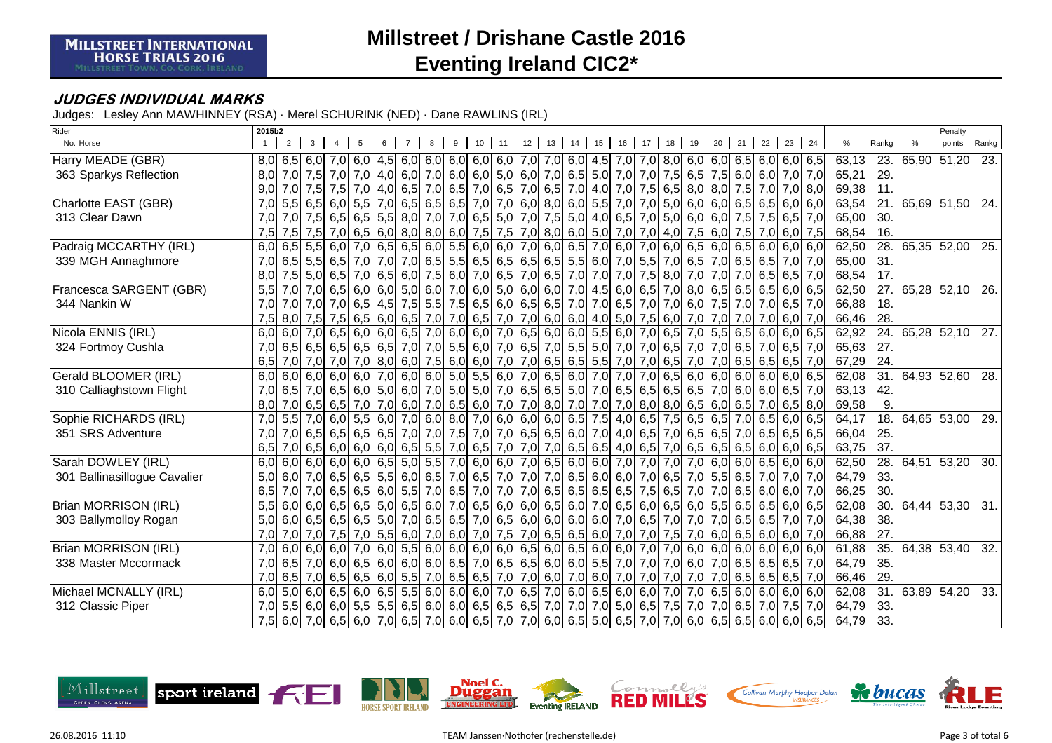# Millstreet / Drishane Castle 2016

# Eventing Ireland CIC2*

MILLSTREET INTERNATIONAL HORSE TRIALS 2016
MILLSTREET TOWN, CO. CORK, IRELAND

## JUDGES INDIVIDUAL MARKS

Judges: Lesley Ann MAWHINNEY (RSA) · Merel SCHURINK (NED) · Dane RAWLINS (IRL)

| Rider / No. Horse | 1 | 2 | 3 | 4 | 5 | 6 | 7 | 8 | 9 | 10 | 11 | 12 | 13 | 14 | 15 | 16 | 17 | 18 | 19 | 20 | 21 | 22 | 23 | 24 | % | Rankg | % | Penalty points | Rankg |
|---|---|---|---|---|---|---|---|---|---|---|---|---|---|---|---|---|---|---|---|---|---|---|---|---|---|---|---|---|---|
| Harry MEADE (GBR) | 8,0 | 6,5 | 6,0 | 7,0 | 6,0 | 4,5 | 6,0 | 6,0 | 6,0 | 6,0 | 6,0 | 7,0 | 7,0 | 6,0 | 4,5 | 7,0 | 7,0 | 8,0 | 6,0 | 6,0 | 6,5 | 6,0 | 6,0 | 6,5 | 63,13 | 23. | 65,90 | 51,20 | 23. |
| 363 Sparkys Reflection | 8,0 | 7,0 | 7,5 | 7,0 | 7,0 | 4,0 | 6,0 | 7,0 | 6,0 | 6,0 | 5,0 | 6,0 | 7,0 | 6,5 | 5,0 | 7,0 | 7,0 | 7,5 | 6,5 | 7,5 | 6,0 | 6,0 | 7,0 | 7,0 | 65,21 | 29. | | | |
| | 9,0 | 7,0 | 7,5 | 7,5 | 7,0 | 4,0 | 6,5 | 7,0 | 6,5 | 7,0 | 6,5 | 7,0 | 6,5 | 7,0 | 4,0 | 7,0 | 7,5 | 6,5 | 8,0 | 8,0 | 7,5 | 7,0 | 7,0 | 8,0 | 69,38 | 11. | | | |
| Charlotte EAST (GBR) | 7,0 | 5,5 | 6,5 | 6,0 | 5,5 | 7,0 | 6,5 | 6,5 | 6,5 | 7,0 | 7,0 | 6,0 | 8,0 | 6,0 | 5,5 | 7,0 | 7,0 | 5,0 | 6,0 | 6,0 | 6,5 | 6,5 | 6,0 | 6,0 | 63,54 | 21. | 65,69 | 51,50 | 24. |
| 313 Clear Dawn | 7,0 | 7,0 | 7,5 | 6,5 | 6,5 | 5,5 | 8,0 | 7,0 | 7,0 | 6,5 | 5,0 | 7,0 | 7,5 | 5,0 | 4,0 | 6,5 | 7,0 | 5,0 | 6,0 | 6,0 | 7,5 | 7,5 | 6,5 | 7,0 | 65,00 | 30. | | | |
| | 7,5 | 7,5 | 7,5 | 7,0 | 6,5 | 6,0 | 8,0 | 8,0 | 6,0 | 7,5 | 7,5 | 7,0 | 8,0 | 6,0 | 5,0 | 7,0 | 7,0 | 4,0 | 7,5 | 6,0 | 7,5 | 7,0 | 6,0 | 7,5 | 68,54 | 16. | | | |
| Padraig MCCARTHY (IRL) | 6,0 | 6,5 | 5,5 | 6,0 | 7,0 | 6,5 | 6,5 | 6,0 | 5,5 | 6,0 | 6,0 | 7,0 | 6,0 | 6,5 | 7,0 | 6,0 | 7,0 | 6,0 | 6,5 | 6,0 | 6,5 | 6,0 | 6,0 | 6,0 | 62,50 | 28. | 65,35 | 52,00 | 25. |
| 339 MGH Annaghmore | 7,0 | 6,5 | 5,5 | 6,5 | 7,0 | 7,0 | 7,0 | 6,5 | 5,5 | 6,5 | 6,5 | 6,5 | 6,5 | 5,5 | 6,0 | 7,0 | 5,5 | 7,0 | 6,5 | 7,0 | 6,5 | 6,5 | 7,0 | 7,0 | 65,00 | 31. | | | |
| | 8,0 | 7,5 | 5,0 | 6,5 | 7,0 | 6,5 | 6,0 | 7,5 | 6,0 | 7,0 | 6,5 | 7,0 | 6,5 | 7,0 | 7,0 | 7,0 | 7,5 | 8,0 | 7,0 | 7,0 | 7,0 | 6,5 | 6,5 | 7,0 | 68,54 | 17. | | | |
| Francesca SARGENT (GBR) | 5,5 | 7,0 | 7,0 | 6,5 | 6,0 | 6,0 | 5,0 | 6,0 | 7,0 | 6,0 | 5,0 | 6,0 | 6,0 | 7,0 | 4,5 | 6,0 | 6,5 | 7,0 | 8,0 | 6,5 | 6,5 | 6,5 | 6,0 | 6,5 | 62,50 | 27. | 65,28 | 52,10 | 26. |
| 344 Nankin W | 7,0 | 7,0 | 7,0 | 7,0 | 6,5 | 4,5 | 7,5 | 5,5 | 7,5 | 6,5 | 6,0 | 6,5 | 6,5 | 7,0 | 7,0 | 6,5 | 7,0 | 7,0 | 6,0 | 7,5 | 7,0 | 7,0 | 6,5 | 7,0 | 66,88 | 18. | | | |
| | 7,5 | 8,0 | 7,5 | 7,5 | 6,5 | 6,0 | 6,5 | 7,0 | 7,0 | 6,5 | 7,0 | 7,0 | 6,0 | 6,0 | 4,0 | 5,0 | 7,5 | 6,0 | 7,0 | 7,0 | 7,0 | 7,0 | 6,0 | 7,0 | 66,46 | 28. | | | |
| Nicola ENNIS (IRL) | 6,0 | 6,0 | 7,0 | 6,5 | 6,0 | 6,0 | 6,5 | 7,0 | 6,0 | 6,0 | 7,0 | 6,5 | 6,0 | 6,0 | 5,5 | 6,0 | 7,0 | 6,5 | 7,0 | 5,5 | 6,5 | 6,0 | 6,0 | 6,5 | 62,92 | 24. | 65,28 | 52,10 | 27. |
| 324 Fortmoy Cushla | 7,0 | 6,5 | 6,5 | 6,5 | 6,5 | 6,5 | 7,0 | 7,0 | 5,5 | 6,0 | 7,0 | 6,5 | 7,0 | 5,5 | 5,0 | 7,0 | 7,0 | 6,5 | 7,0 | 7,0 | 6,5 | 7,0 | 6,5 | 7,0 | 65,63 | 27. | | | |
| | 6,5 | 7,0 | 7,0 | 7,0 | 7,0 | 8,0 | 6,0 | 7,5 | 6,0 | 6,0 | 7,0 | 7,0 | 6,5 | 6,5 | 5,5 | 7,0 | 7,0 | 6,5 | 7,0 | 7,0 | 6,5 | 6,5 | 6,5 | 7,0 | 67,29 | 24. | | | |
| Gerald BLOOMER (IRL) | 6,0 | 6,0 | 6,0 | 6,0 | 6,0 | 7,0 | 6,0 | 6,0 | 5,0 | 5,5 | 6,0 | 7,0 | 6,5 | 6,0 | 7,0 | 7,0 | 7,0 | 6,5 | 6,0 | 6,0 | 6,0 | 6,0 | 6,0 | 6,5 | 62,08 | 31. | 64,93 | 52,60 | 28. |
| 310 Calliaghstown Flight | 7,0 | 6,5 | 7,0 | 6,5 | 6,0 | 5,0 | 6,0 | 7,0 | 5,0 | 5,0 | 7,0 | 6,5 | 6,5 | 5,0 | 7,0 | 6,5 | 6,5 | 6,5 | 6,5 | 7,0 | 6,0 | 6,0 | 6,5 | 7,0 | 63,13 | 42. | | | |
| | 8,0 | 7,0 | 6,5 | 6,5 | 7,0 | 7,0 | 6,0 | 7,0 | 6,5 | 6,0 | 7,0 | 7,0 | 8,0 | 7,0 | 7,0 | 7,0 | 8,0 | 8,0 | 6,5 | 6,0 | 6,5 | 7,0 | 6,5 | 8,0 | 69,58 | 9. | | | |
| Sophie RICHARDS (IRL) | 7,0 | 5,5 | 7,0 | 6,0 | 5,5 | 6,0 | 7,0 | 6,0 | 8,0 | 7,0 | 6,0 | 6,0 | 6,0 | 6,5 | 7,5 | 4,0 | 6,5 | 7,5 | 6,5 | 6,5 | 7,0 | 6,5 | 6,0 | 6,5 | 64,17 | 18. | 64,65 | 53,00 | 29. |
| 351 SRS Adventure | 7,0 | 7,0 | 6,5 | 6,5 | 6,5 | 6,5 | 7,0 | 7,0 | 7,5 | 7,0 | 7,0 | 6,5 | 6,5 | 6,0 | 7,0 | 4,0 | 6,5 | 7,0 | 6,5 | 6,5 | 7,0 | 6,5 | 6,5 | 6,5 | 66,04 | 25. | | | |
| | 6,5 | 7,0 | 6,5 | 6,0 | 6,0 | 6,0 | 6,5 | 5,5 | 7,0 | 6,5 | 7,0 | 7,0 | 7,0 | 6,5 | 6,5 | 4,0 | 6,5 | 7,0 | 6,5 | 6,5 | 6,5 | 6,0 | 6,0 | 6,5 | 63,75 | 37. | | | |
| Sarah DOWLEY (IRL) | 6,0 | 6,0 | 6,0 | 6,0 | 6,0 | 6,5 | 5,0 | 5,5 | 7,0 | 6,0 | 6,0 | 7,0 | 6,5 | 6,0 | 6,0 | 7,0 | 7,0 | 7,0 | 7,0 | 6,0 | 6,0 | 6,5 | 6,0 | 6,0 | 62,50 | 28. | 64,51 | 53,20 | 30. |
| 301 Ballinasillogue Cavalier | 5,0 | 6,0 | 7,0 | 6,5 | 6,5 | 5,5 | 6,0 | 6,5 | 7,0 | 6,5 | 7,0 | 7,0 | 7,0 | 6,5 | 6,0 | 6,0 | 7,0 | 6,5 | 7,0 | 5,5 | 6,5 | 7,0 | 7,0 | 7,0 | 64,79 | 33. | | | |
| | 6,5 | 7,0 | 7,0 | 6,5 | 6,5 | 6,0 | 5,5 | 7,0 | 6,5 | 7,0 | 7,0 | 7,0 | 6,5 | 6,5 | 6,5 | 6,5 | 7,5 | 6,5 | 7,0 | 7,0 | 6,5 | 6,0 | 6,0 | 7,0 | 66,25 | 30. | | | |
| Brian MORRISON (IRL) | 5,5 | 6,0 | 6,0 | 6,5 | 6,5 | 5,0 | 6,5 | 6,0 | 7,0 | 6,5 | 6,0 | 6,0 | 6,5 | 6,0 | 7,0 | 6,5 | 6,0 | 6,5 | 6,0 | 5,5 | 6,5 | 6,5 | 6,0 | 6,5 | 62,08 | 30. | 64,44 | 53,30 | 31. |
| 303 Ballymolloy Rogan | 5,0 | 6,0 | 6,5 | 6,5 | 6,5 | 5,0 | 7,0 | 6,5 | 6,5 | 7,0 | 6,5 | 6,0 | 6,0 | 6,0 | 6,0 | 7,0 | 6,5 | 7,0 | 7,0 | 7,0 | 6,5 | 6,5 | 7,0 | 7,0 | 64,38 | 38. | | | |
| | 7,0 | 7,0 | 7,0 | 7,5 | 7,0 | 5,5 | 6,0 | 7,0 | 6,0 | 7,0 | 7,5 | 7,0 | 6,5 | 6,5 | 6,0 | 7,0 | 7,0 | 7,5 | 7,0 | 6,0 | 6,5 | 6,0 | 6,0 | 7,0 | 66,88 | 27. | | | |
| Brian MORRISON (IRL) | 7,0 | 6,0 | 6,0 | 6,0 | 7,0 | 6,0 | 5,5 | 6,0 | 6,0 | 6,0 | 6,0 | 6,5 | 6,0 | 6,5 | 6,0 | 6,0 | 7,0 | 7,0 | 6,0 | 6,0 | 6,0 | 6,0 | 6,0 | 6,0 | 61,88 | 35. | 64,38 | 53,40 | 32. |
| 338 Master Mccormack | 7,0 | 6,5 | 7,0 | 6,0 | 6,5 | 6,0 | 6,0 | 6,0 | 6,5 | 7,0 | 6,5 | 6,5 | 6,0 | 6,0 | 5,5 | 7,0 | 7,0 | 7,0 | 6,0 | 7,0 | 6,5 | 6,5 | 6,5 | 7,0 | 64,79 | 35. | | | |
| | 7,0 | 6,5 | 7,0 | 6,5 | 6,5 | 6,0 | 5,5 | 7,0 | 6,5 | 6,5 | 7,0 | 7,0 | 6,0 | 7,0 | 6,0 | 7,0 | 7,0 | 7,0 | 7,0 | 7,0 | 6,5 | 6,5 | 6,5 | 7,0 | 66,46 | 29. | | | |
| Michael MCNALLY (IRL) | 6,0 | 5,0 | 6,0 | 6,5 | 6,0 | 6,5 | 5,5 | 6,0 | 6,0 | 6,0 | 7,0 | 6,5 | 7,0 | 6,0 | 6,5 | 6,0 | 6,0 | 7,0 | 7,0 | 6,5 | 6,0 | 6,0 | 6,0 | 6,0 | 62,08 | 31. | 63,89 | 54,20 | 33. |
| 312 Classic Piper | 7,0 | 5,5 | 6,0 | 6,0 | 5,5 | 5,5 | 6,5 | 6,0 | 6,0 | 6,5 | 6,5 | 6,5 | 7,0 | 7,0 | 7,0 | 5,0 | 6,5 | 7,5 | 7,0 | 7,0 | 6,5 | 7,0 | 7,5 | 7,0 | 64,79 | 33. | | | |
| | 7,5 | 6,0 | 7,0 | 6,5 | 6,0 | 7,0 | 6,5 | 7,0 | 6,0 | 6,5 | 7,0 | 7,0 | 6,0 | 6,5 | 5,0 | 6,5 | 7,0 | 7,0 | 6,0 | 6,5 | 6,5 | 6,0 | 6,0 | 6,5 | 64,79 | 33. | | | |

Test: 2015b2

26.08.2016 11:10 TEAM Janssen·Nothofer (rechenstelle.de)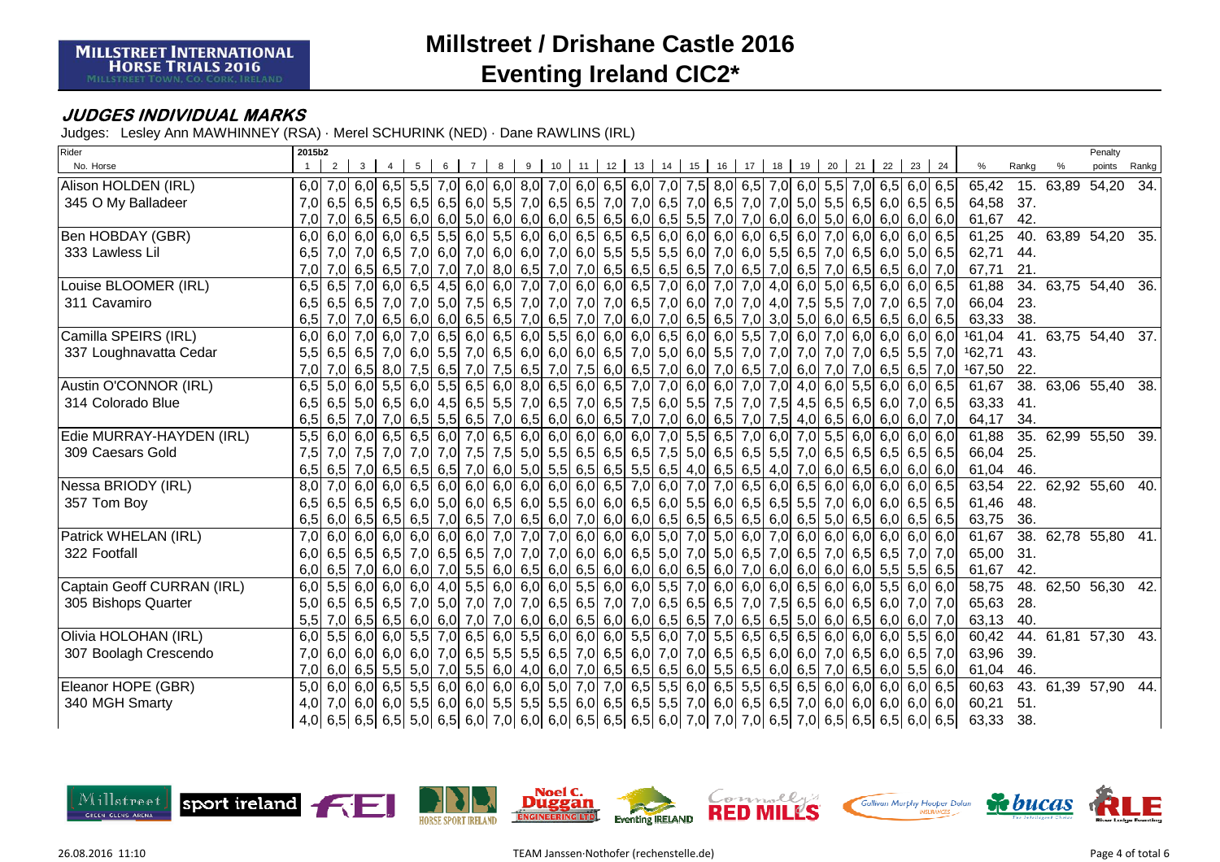# Millstreet / Drishane Castle 2016

# Eventing Ireland CIC2*

**JUDGES INDIVIDUAL MARKS**

Judges: Lesley Ann MAWHINNEY (RSA) · Merel SCHURINK (NED) · Dane RAWLINS (IRL)

| Rider / No. Horse | 1 | 2 | 3 | 4 | 5 | 6 | 7 | 8 | 9 | 10 | 11 | 12 | 13 | 14 | 15 | 16 | 17 | 18 | 19 | 20 | 21 | 22 | 23 | 24 | % | Rankg | % | Penalty points | Rankg |
|---|---|---|---|---|---|---|---|---|---|---|---|---|---|---|---|---|---|---|---|---|---|---|---|---|---|---|---|---|---|
| Alison HOLDEN (IRL) | 6,0 | 7,0 | 6,0 | 6,5 | 5,5 | 7,0 | 6,0 | 6,0 | 8,0 | 7,0 | 6,0 | 6,5 | 6,0 | 7,0 | 7,5 | 8,0 | 6,5 | 7,0 | 6,0 | 5,5 | 7,0 | 6,5 | 6,0 | 6,5 | 65,42 | 15. | 63,89 | 54,20 | 34. |
| 345 O My Balladeer | 7,0 | 6,5 | 6,5 | 6,5 | 6,5 | 6,5 | 6,0 | 5,5 | 7,0 | 6,5 | 6,5 | 7,0 | 7,0 | 6,5 | 7,0 | 6,5 | 7,0 | 7,0 | 5,0 | 5,5 | 6,5 | 6,0 | 6,5 | 6,5 | 64,58 | 37. | | | |
| | 7,0 | 7,0 | 6,5 | 6,5 | 6,0 | 6,0 | 5,0 | 6,0 | 6,0 | 6,0 | 6,5 | 6,5 | 6,0 | 6,5 | 5,5 | 7,0 | 7,0 | 6,0 | 6,0 | 5,0 | 6,0 | 6,0 | 6,0 | 6,0 | 61,67 | 42. | | | |
| Ben HOBDAY (GBR) | 6,0 | 6,0 | 6,0 | 6,0 | 6,5 | 5,5 | 6,0 | 5,5 | 6,0 | 6,0 | 6,5 | 6,5 | 6,5 | 6,0 | 6,0 | 6,0 | 6,0 | 6,5 | 6,0 | 7,0 | 6,0 | 6,0 | 6,0 | 6,5 | 61,25 | 40. | 63,89 | 54,20 | 35. |
| 333 Lawless Lil | 6,5 | 7,0 | 7,0 | 6,5 | 7,0 | 6,0 | 7,0 | 6,0 | 6,0 | 7,0 | 6,0 | 5,5 | 5,5 | 5,5 | 6,0 | 7,0 | 6,0 | 5,5 | 6,5 | 7,0 | 6,5 | 6,0 | 5,0 | 6,5 | 62,71 | 44. | | | |
| | 7,0 | 7,0 | 6,5 | 6,5 | 7,0 | 7,0 | 7,0 | 8,0 | 6,5 | 7,0 | 7,0 | 6,5 | 6,5 | 6,5 | 6,5 | 7,0 | 6,5 | 7,0 | 6,5 | 7,0 | 6,5 | 6,5 | 6,0 | 7,0 | 67,71 | 21. | | | |
| Louise BLOOMER (IRL) | 6,5 | 6,5 | 7,0 | 6,0 | 6,5 | 4,5 | 6,0 | 6,0 | 7,0 | 7,0 | 6,0 | 6,0 | 6,5 | 7,0 | 6,0 | 7,0 | 7,0 | 4,0 | 6,0 | 5,0 | 6,5 | 6,0 | 6,0 | 6,5 | 61,88 | 34. | 63,75 | 54,40 | 36. |
| 311 Cavamiro | 6,5 | 6,5 | 6,5 | 7,0 | 7,0 | 5,0 | 7,5 | 6,5 | 7,0 | 7,0 | 7,0 | 7,0 | 6,5 | 7,0 | 6,0 | 7,0 | 7,0 | 4,0 | 7,5 | 5,5 | 7,0 | 7,0 | 6,5 | 7,0 | 66,04 | 23. | | | |
| | 6,5 | 7,0 | 7,0 | 6,5 | 6,0 | 6,0 | 6,5 | 6,5 | 7,0 | 6,5 | 7,0 | 7,0 | 6,0 | 7,0 | 6,5 | 6,5 | 7,0 | 3,0 | 5,0 | 6,0 | 6,5 | 6,5 | 6,0 | 6,5 | 63,33 | 38. | | | |
| Camilla SPEIRS (IRL) | 6,0 | 6,0 | 7,0 | 6,0 | 7,0 | 6,5 | 6,0 | 6,5 | 6,0 | 5,5 | 6,0 | 6,0 | 6,0 | 6,5 | 6,0 | 6,0 | 5,5 | 7,0 | 6,0 | 7,0 | 6,0 | 6,0 | 6,0 | 6,0 | [1]61,04 | 41. | 63,75 | 54,40 | 37. |
| 337 Loughnavatta Cedar | 5,5 | 6,5 | 6,5 | 7,0 | 6,0 | 5,5 | 7,0 | 6,5 | 6,0 | 6,0 | 6,0 | 6,5 | 7,0 | 5,0 | 6,0 | 5,5 | 7,0 | 7,0 | 7,0 | 7,0 | 7,0 | 6,5 | 5,5 | 7,0 | [1]62,71 | 43. | | | |
| | 7,0 | 7,0 | 6,5 | 8,0 | 7,5 | 6,5 | 7,0 | 7,5 | 6,5 | 7,0 | 7,5 | 6,0 | 6,5 | 7,0 | 6,0 | 7,0 | 6,5 | 7,0 | 6,0 | 7,0 | 7,0 | 6,5 | 6,5 | 7,0 | [1]67,50 | 22. | | | |
| Austin O'CONNOR (IRL) | 6,5 | 5,0 | 6,0 | 5,5 | 6,0 | 5,5 | 6,5 | 6,0 | 8,0 | 6,5 | 6,0 | 6,5 | 7,0 | 7,0 | 6,0 | 6,0 | 7,0 | 7,0 | 4,0 | 6,0 | 5,5 | 6,0 | 6,0 | 6,5 | 61,67 | 38. | 63,06 | 55,40 | 38. |
| 314 Colorado Blue | 6,5 | 6,5 | 5,0 | 6,5 | 6,0 | 4,5 | 6,5 | 5,5 | 7,0 | 6,5 | 7,0 | 6,5 | 7,5 | 6,0 | 5,5 | 7,5 | 7,0 | 7,5 | 4,5 | 6,5 | 6,5 | 6,0 | 7,0 | 6,5 | 63,33 | 41. | | | |
| | 6,5 | 6,5 | 7,0 | 7,0 | 6,5 | 5,5 | 6,5 | 7,0 | 6,5 | 6,0 | 6,0 | 6,5 | 7,0 | 7,0 | 6,0 | 6,5 | 7,0 | 7,5 | 4,0 | 6,5 | 6,0 | 6,0 | 6,0 | 7,0 | 64,17 | 34. | | | |
| Edie MURRAY-HAYDEN (IRL) | 5,5 | 6,0 | 6,0 | 6,5 | 6,5 | 6,0 | 7,0 | 6,5 | 6,0 | 6,0 | 6,0 | 6,0 | 6,0 | 7,0 | 5,5 | 6,5 | 7,0 | 6,0 | 7,0 | 5,5 | 6,0 | 6,0 | 6,0 | 6,0 | 61,88 | 35. | 62,99 | 55,50 | 39. |
| 309 Caesars Gold | 7,5 | 7,0 | 7,5 | 7,0 | 7,0 | 7,0 | 7,5 | 7,5 | 5,0 | 5,5 | 6,5 | 6,5 | 6,5 | 7,5 | 5,0 | 6,5 | 6,5 | 5,5 | 7,0 | 6,5 | 6,5 | 6,5 | 6,5 | 6,5 | 66,04 | 25. | | | |
| | 6,5 | 6,5 | 7,0 | 6,5 | 6,5 | 6,5 | 7,0 | 6,0 | 5,0 | 5,5 | 6,5 | 6,5 | 5,5 | 6,5 | 4,0 | 6,5 | 6,5 | 4,0 | 7,0 | 6,0 | 6,5 | 6,0 | 6,0 | 6,0 | 61,04 | 46. | | | |
| Nessa BRIODY (IRL) | 8,0 | 7,0 | 6,0 | 6,0 | 6,5 | 6,0 | 6,0 | 6,0 | 6,0 | 6,0 | 6,0 | 6,5 | 7,0 | 6,0 | 7,0 | 7,0 | 6,5 | 6,0 | 6,5 | 6,0 | 6,0 | 6,0 | 6,0 | 6,5 | 63,54 | 22. | 62,92 | 55,60 | 40. |
| 357 Tom Boy | 6,5 | 6,5 | 6,5 | 6,5 | 6,0 | 5,0 | 6,0 | 6,5 | 6,0 | 5,5 | 6,0 | 6,0 | 6,5 | 6,0 | 5,5 | 6,0 | 6,5 | 6,5 | 5,5 | 7,0 | 6,0 | 6,0 | 6,5 | 6,5 | 61,46 | 48. | | | |
| | 6,5 | 6,0 | 6,5 | 6,5 | 6,5 | 7,0 | 6,5 | 7,0 | 6,5 | 6,0 | 7,0 | 6,0 | 6,0 | 6,5 | 6,5 | 6,5 | 6,5 | 6,0 | 6,5 | 5,0 | 6,5 | 6,0 | 6,5 | 6,5 | 63,75 | 36. | | | |
| Patrick WHELAN (IRL) | 7,0 | 6,0 | 6,0 | 6,0 | 6,0 | 6,0 | 6,0 | 7,0 | 7,0 | 7,0 | 6,0 | 6,0 | 6,0 | 5,0 | 7,0 | 5,0 | 6,0 | 7,0 | 6,0 | 6,0 | 6,0 | 6,0 | 6,0 | 6,0 | 61,67 | 38. | 62,78 | 55,80 | 41. |
| 322 Footfall | 6,0 | 6,5 | 6,5 | 6,5 | 7,0 | 6,5 | 6,5 | 7,0 | 7,0 | 7,0 | 6,0 | 6,0 | 6,5 | 5,0 | 7,0 | 5,0 | 6,5 | 7,0 | 6,5 | 7,0 | 6,5 | 6,5 | 7,0 | 7,0 | 65,00 | 31. | | | |
| | 6,0 | 6,5 | 7,0 | 6,0 | 6,0 | 7,0 | 5,5 | 6,0 | 6,5 | 6,0 | 6,5 | 6,0 | 6,0 | 6,0 | 6,5 | 6,0 | 7,0 | 6,0 | 6,0 | 6,0 | 6,0 | 5,5 | 5,5 | 6,5 | 61,67 | 42. | | | |
| Captain Geoff CURRAN (IRL) | 6,0 | 5,5 | 6,0 | 6,0 | 6,0 | 4,0 | 5,5 | 6,0 | 6,0 | 6,0 | 5,5 | 6,0 | 6,0 | 5,5 | 7,0 | 6,0 | 6,0 | 6,0 | 6,5 | 6,0 | 6,0 | 5,5 | 6,0 | 6,0 | 58,75 | 48. | 62,50 | 56,30 | 42. |
| 305 Bishops Quarter | 5,0 | 6,5 | 6,5 | 6,5 | 7,0 | 5,0 | 7,0 | 7,0 | 7,0 | 6,5 | 6,5 | 7,0 | 7,0 | 6,5 | 6,5 | 6,5 | 7,0 | 7,5 | 6,5 | 6,0 | 6,5 | 6,0 | 7,0 | 7,0 | 65,63 | 28. | | | |
| | 5,5 | 7,0 | 6,5 | 6,5 | 6,0 | 6,0 | 7,0 | 7,0 | 6,0 | 6,0 | 6,5 | 6,0 | 6,0 | 6,5 | 6,5 | 7,0 | 6,5 | 6,5 | 5,0 | 6,0 | 6,5 | 6,0 | 6,0 | 7,0 | 63,13 | 40. | | | |
| Olivia HOLOHAN (IRL) | 6,0 | 5,5 | 6,0 | 6,0 | 5,5 | 7,0 | 6,5 | 6,0 | 5,5 | 6,0 | 6,0 | 6,0 | 5,5 | 6,0 | 7,0 | 5,5 | 6,5 | 6,5 | 6,5 | 6,0 | 6,0 | 6,0 | 5,5 | 6,0 | 60,42 | 44. | 61,81 | 57,30 | 43. |
| 307 Boolagh Crescendo | 7,0 | 6,0 | 6,0 | 6,0 | 6,0 | 7,0 | 6,5 | 5,5 | 5,5 | 6,5 | 7,0 | 6,5 | 6,0 | 7,0 | 7,0 | 6,5 | 6,5 | 6,0 | 6,0 | 7,0 | 6,5 | 6,0 | 6,5 | 7,0 | 63,96 | 39. | | | |
| | 7,0 | 6,0 | 6,5 | 5,5 | 5,0 | 7,0 | 5,5 | 6,0 | 4,0 | 6,0 | 7,0 | 6,5 | 6,5 | 6,5 | 6,0 | 5,5 | 6,5 | 6,0 | 6,5 | 7,0 | 6,5 | 6,0 | 5,5 | 6,0 | 61,04 | 46. | | | |
| Eleanor HOPE (GBR) | 5,0 | 6,0 | 6,0 | 6,5 | 5,5 | 6,0 | 6,0 | 6,0 | 6,0 | 5,0 | 7,0 | 7,0 | 6,5 | 5,5 | 6,0 | 6,5 | 5,5 | 6,5 | 6,5 | 6,0 | 6,0 | 6,0 | 6,0 | 6,5 | 60,63 | 43. | 61,39 | 57,90 | 44. |
| 340 MGH Smarty | 4,0 | 7,0 | 6,0 | 6,0 | 5,5 | 6,0 | 6,0 | 5,5 | 5,5 | 5,5 | 6,0 | 6,5 | 6,5 | 5,5 | 7,0 | 6,0 | 6,5 | 6,5 | 7,0 | 6,0 | 6,0 | 6,0 | 6,0 | 6,0 | 60,21 | 51. | | | |
| | 4,0 | 6,5 | 6,5 | 6,5 | 5,0 | 6,5 | 6,0 | 7,0 | 6,0 | 6,0 | 6,5 | 6,5 | 6,5 | 6,0 | 7,0 | 7,0 | 7,0 | 6,5 | 7,0 | 6,5 | 6,5 | 6,5 | 6,0 | 6,5 | 63,33 | 38. | | | |

26.08.2016 11:10 — TEAM Janssen·Nothofer (rechenstelle.de)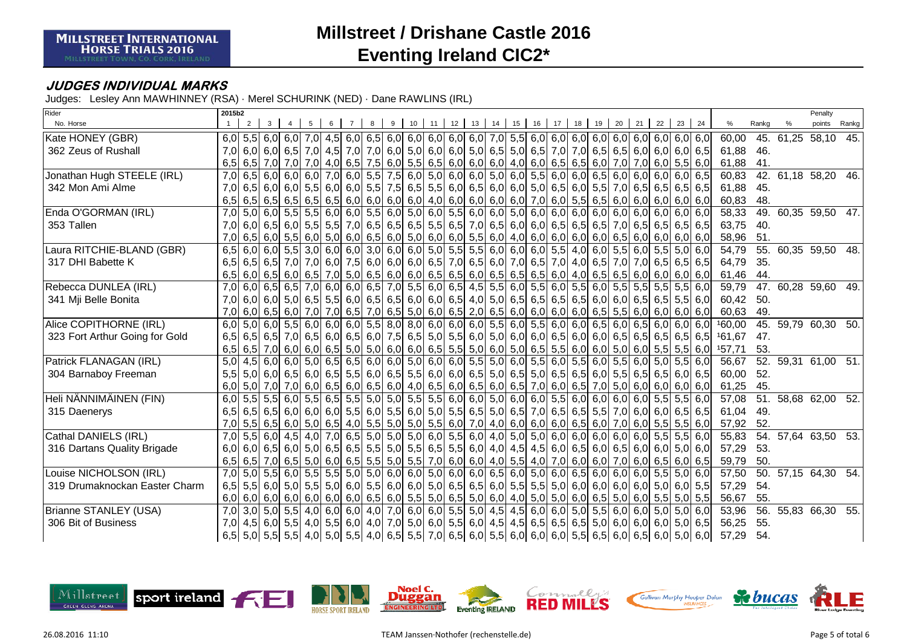# Millstreet / Drishane Castle 2016

# Eventing Ireland CIC2*

## JUDGES INDIVIDUAL MARKS

Judges: Lesley Ann MAWHINNEY (RSA) · Merel SCHURINK (NED) · Dane RAWLINS (IRL)

| Rider / No. Horse | 1 | 2 | 3 | 4 | 5 | 6 | 7 | 8 | 9 | 10 | 11 | 12 | 13 | 14 | 15 | 16 | 17 | 18 | 19 | 20 | 21 | 22 | 23 | 24 | % | Rankg | % | Penalty points | Rankg |
|---|---|---|---|---|---|---|---|---|---|---|---|---|---|---|---|---|---|---|---|---|---|---|---|---|---|---|---|---|---|
| Kate HONEY (GBR) | 6,0 | 5,5 | 6,0 | 6,0 | 7,0 | 4,5 | 6,0 | 6,5 | 6,0 | 6,0 | 6,0 | 6,0 | 6,0 | 7,0 | 5,5 | 6,0 | 6,0 | 6,0 | 6,0 | 6,0 | 6,0 | 6,0 | 6,0 | 6,0 | 60,00 | 45. | 61,25 | 58,10 | 45. |
| 362 Zeus of Rushall | 7,0 | 6,0 | 6,0 | 6,5 | 7,0 | 4,5 | 7,0 | 7,0 | 6,0 | 5,0 | 6,0 | 6,0 | 5,0 | 6,5 | 5,0 | 6,5 | 7,0 | 7,0 | 6,5 | 6,5 | 6,0 | 6,0 | 6,0 | 6,5 | 61,88 | 46. | | | |
| | 6,5 | 6,5 | 7,0 | 7,0 | 7,0 | 4,0 | 6,5 | 7,5 | 6,0 | 5,5 | 6,5 | 6,0 | 6,0 | 6,0 | 4,0 | 6,0 | 6,5 | 6,5 | 6,0 | 7,0 | 7,0 | 6,0 | 5,5 | 6,0 | 61,88 | 41. | | | |
| Jonathan Hugh STEELE (IRL) | 7,0 | 6,5 | 6,0 | 6,0 | 6,0 | 7,0 | 6,0 | 5,5 | 7,5 | 6,0 | 5,0 | 6,0 | 6,0 | 5,0 | 6,0 | 5,5 | 6,0 | 6,0 | 6,5 | 6,0 | 6,0 | 6,0 | 6,0 | 6,5 | 60,83 | 42. | 61,18 | 58,20 | 46. |
| 342 Mon Ami Alme | 7,0 | 6,5 | 6,0 | 6,0 | 5,5 | 6,0 | 6,0 | 5,5 | 7,5 | 6,5 | 5,5 | 6,0 | 6,5 | 6,0 | 6,0 | 5,0 | 6,5 | 6,0 | 5,5 | 7,0 | 6,5 | 6,5 | 6,5 | 6,5 | 61,88 | 45. | | | |
| | 6,5 | 6,5 | 6,5 | 6,5 | 6,5 | 6,5 | 6,0 | 6,0 | 6,0 | 6,0 | 4,0 | 6,0 | 6,0 | 6,0 | 6,0 | 7,0 | 6,0 | 5,5 | 6,5 | 6,0 | 6,0 | 6,0 | 6,0 | 6,0 | 60,83 | 48. | | | |
| Enda O'GORMAN (IRL) | 7,0 | 5,0 | 6,0 | 5,5 | 5,5 | 6,0 | 6,0 | 5,5 | 6,0 | 5,0 | 6,0 | 5,5 | 6,0 | 6,0 | 5,0 | 6,0 | 6,0 | 6,0 | 6,0 | 6,0 | 6,0 | 6,0 | 6,0 | 6,0 | 58,33 | 49. | 60,35 | 59,50 | 47. |
| 353 Tallen | 7,0 | 6,0 | 6,5 | 6,0 | 5,5 | 5,5 | 7,0 | 6,5 | 6,5 | 6,5 | 5,5 | 6,5 | 7,0 | 6,5 | 6,0 | 6,0 | 6,5 | 6,5 | 6,5 | 7,0 | 6,5 | 6,5 | 6,5 | 6,5 | 63,75 | 40. | | | |
| | 7,0 | 6,5 | 6,0 | 5,5 | 6,0 | 5,0 | 6,0 | 6,5 | 6,0 | 5,0 | 6,0 | 6,0 | 5,5 | 6,0 | 4,0 | 6,0 | 6,0 | 6,0 | 6,0 | 6,5 | 6,0 | 6,0 | 6,0 | 6,0 | 58,96 | 51. | | | |
| Laura RITCHIE-BLAND (GBR) | 6,5 | 6,0 | 6,0 | 5,5 | 3,0 | 6,0 | 6,0 | 3,0 | 6,0 | 6,0 | 5,0 | 5,5 | 5,5 | 6,0 | 6,0 | 6,0 | 5,5 | 4,0 | 6,0 | 5,5 | 6,0 | 5,5 | 5,0 | 6,0 | 54,79 | 55. | 60,35 | 59,50 | 48. |
| 317 DHI Babette K | 6,5 | 6,5 | 6,5 | 7,0 | 7,0 | 6,0 | 7,5 | 6,0 | 6,0 | 6,0 | 6,5 | 7,0 | 6,5 | 6,0 | 7,0 | 6,5 | 7,0 | 4,0 | 6,5 | 7,0 | 7,0 | 6,5 | 6,5 | 6,5 | 64,79 | 35. | | | |
| | 6,5 | 6,0 | 6,5 | 6,0 | 6,5 | 7,0 | 5,0 | 6,5 | 6,0 | 6,0 | 6,5 | 6,5 | 6,0 | 6,5 | 6,5 | 6,5 | 6,0 | 4,0 | 6,5 | 6,5 | 6,0 | 6,0 | 6,0 | 6,0 | 61,46 | 44. | | | |
| Rebecca DUNLEA (IRL) | 7,0 | 6,0 | 6,5 | 6,5 | 7,0 | 6,0 | 6,0 | 6,5 | 7,0 | 5,5 | 6,0 | 6,5 | 4,5 | 5,5 | 6,0 | 5,5 | 6,0 | 5,5 | 6,0 | 5,5 | 5,5 | 5,5 | 5,5 | 6,0 | 59,79 | 47. | 60,28 | 59,60 | 49. |
| 341 Mji Belle Bonita | 7,0 | 6,0 | 6,0 | 5,0 | 6,5 | 5,5 | 6,0 | 6,5 | 6,5 | 6,0 | 6,0 | 6,5 | 4,0 | 5,0 | 6,5 | 6,5 | 6,5 | 6,5 | 6,0 | 6,0 | 6,5 | 6,5 | 5,5 | 6,0 | 60,42 | 50. | | | |
| | 7,0 | 6,0 | 6,5 | 6,0 | 7,0 | 7,0 | 6,5 | 7,0 | 6,5 | 5,0 | 6,0 | 6,5 | 2,0 | 6,5 | 6,0 | 6,0 | 6,0 | 6,0 | 6,5 | 5,5 | 6,0 | 6,0 | 6,0 | 6,0 | 60,63 | 49. | | | |
| Alice COPITHORNE (IRL) | 6,0 | 5,0 | 6,0 | 5,5 | 6,0 | 6,0 | 6,0 | 5,5 | 8,0 | 8,0 | 6,0 | 6,0 | 6,0 | 5,5 | 6,0 | 5,5 | 6,0 | 6,0 | 6,5 | 6,0 | 6,5 | 6,0 | 6,0 | 6,0 | [1]60,00 | 45. | 59,79 | 60,30 | 50. |
| 323 Fort Arthur Going for Gold | 6,5 | 6,5 | 6,5 | 7,0 | 6,5 | 6,0 | 6,5 | 6,0 | 7,5 | 6,5 | 5,0 | 5,5 | 6,0 | 5,0 | 6,0 | 6,0 | 6,5 | 6,0 | 6,0 | 6,5 | 6,5 | 6,5 | 6,5 | 6,5 | [1]61,67 | 47. | | | |
| | 6,5 | 6,5 | 7,0 | 6,0 | 6,0 | 6,5 | 5,0 | 5,0 | 6,0 | 6,0 | 6,5 | 5,5 | 5,0 | 6,0 | 5,0 | 6,5 | 5,5 | 6,0 | 6,0 | 5,0 | 6,0 | 5,5 | 5,5 | 6,0 | [1]57,71 | 53. | | | |
| Patrick FLANAGAN (IRL) | 5,0 | 4,5 | 6,0 | 6,0 | 5,0 | 6,5 | 6,5 | 6,0 | 6,0 | 5,0 | 6,0 | 6,0 | 5,5 | 5,0 | 6,0 | 5,5 | 6,0 | 5,5 | 6,0 | 5,5 | 6,0 | 5,0 | 5,5 | 6,0 | 56,67 | 52. | 59,31 | 61,00 | 51. |
| 304 Barnaboy Freeman | 5,5 | 5,0 | 6,0 | 6,5 | 6,0 | 6,5 | 5,5 | 6,0 | 6,5 | 5,5 | 6,0 | 6,0 | 6,5 | 5,0 | 6,5 | 5,0 | 6,5 | 6,5 | 6,0 | 5,5 | 6,5 | 6,5 | 6,0 | 6,5 | 60,00 | 52. | | | |
| | 6,0 | 5,0 | 7,0 | 7,0 | 6,0 | 6,5 | 6,0 | 6,5 | 6,0 | 4,0 | 6,5 | 6,0 | 6,5 | 6,0 | 6,5 | 7,0 | 6,0 | 6,5 | 7,0 | 5,0 | 6,0 | 6,0 | 6,0 | 6,0 | 61,25 | 45. | | | |
| Heli NÄNNIMÄINEN (FIN) | 6,0 | 5,5 | 5,5 | 6,0 | 5,5 | 6,5 | 5,5 | 5,0 | 5,0 | 5,5 | 5,5 | 6,0 | 6,0 | 5,0 | 6,0 | 6,0 | 5,5 | 6,0 | 6,0 | 6,0 | 6,0 | 5,5 | 5,5 | 6,0 | 57,08 | 51. | 58,68 | 62,00 | 52. |
| 315 Daenerys | 6,5 | 6,5 | 6,5 | 6,0 | 6,0 | 6,0 | 5,5 | 6,0 | 5,5 | 6,0 | 5,0 | 5,5 | 6,5 | 5,0 | 6,5 | 7,0 | 6,5 | 6,5 | 5,5 | 7,0 | 6,0 | 6,0 | 6,5 | 6,5 | 61,04 | 49. | | | |
| | 7,0 | 5,5 | 6,5 | 6,0 | 5,0 | 6,5 | 4,0 | 5,5 | 5,0 | 5,0 | 5,5 | 6,0 | 7,0 | 4,0 | 6,0 | 6,0 | 6,0 | 6,5 | 6,0 | 7,0 | 6,0 | 5,5 | 5,5 | 6,0 | 57,92 | 52. | | | |
| Cathal DANIELS (IRL) | 7,0 | 5,5 | 6,0 | 4,5 | 4,0 | 7,0 | 6,5 | 5,0 | 5,0 | 5,0 | 6,0 | 5,5 | 6,0 | 4,0 | 5,0 | 5,0 | 6,0 | 6,0 | 6,0 | 6,0 | 6,0 | 5,5 | 5,5 | 6,0 | 55,83 | 54. | 57,64 | 63,50 | 53. |
| 316 Dartans Quality Brigade | 6,0 | 6,0 | 6,5 | 6,0 | 5,0 | 6,5 | 6,5 | 5,5 | 5,0 | 5,5 | 6,5 | 5,5 | 6,0 | 4,0 | 4,5 | 4,5 | 6,0 | 6,5 | 6,0 | 6,5 | 6,0 | 6,0 | 5,0 | 6,0 | 57,29 | 53. | | | |
| | 6,5 | 6,5 | 7,0 | 6,5 | 5,0 | 6,0 | 6,5 | 5,5 | 5,0 | 5,5 | 7,0 | 6,0 | 6,0 | 4,0 | 5,5 | 4,0 | 7,0 | 6,0 | 6,0 | 7,0 | 6,0 | 6,5 | 6,0 | 6,5 | 59,79 | 50. | | | |
| Louise NICHOLSON (IRL) | 7,0 | 5,0 | 5,5 | 6,0 | 5,5 | 5,5 | 5,0 | 5,0 | 6,0 | 6,0 | 5,0 | 6,0 | 6,0 | 6,5 | 6,0 | 5,0 | 6,0 | 6,5 | 6,0 | 6,0 | 6,0 | 5,5 | 5,0 | 6,0 | 57,50 | 50. | 57,15 | 64,30 | 54. |
| 319 Drumaknockan Easter Charm | 6,5 | 5,5 | 6,0 | 5,0 | 5,5 | 5,0 | 6,0 | 5,5 | 6,0 | 6,0 | 5,0 | 6,5 | 6,5 | 6,0 | 5,5 | 5,5 | 5,0 | 6,0 | 6,0 | 6,0 | 6,0 | 5,0 | 6,0 | 5,5 | 57,29 | 54. | | | |
| | 6,0 | 6,0 | 6,0 | 6,0 | 6,0 | 6,0 | 6,0 | 6,5 | 6,0 | 5,5 | 5,0 | 6,5 | 5,0 | 6,0 | 4,0 | 5,0 | 5,0 | 6,0 | 6,5 | 5,0 | 6,0 | 5,5 | 5,0 | 5,5 | 56,67 | 55. | | | |
| Brianne STANLEY (USA) | 7,0 | 3,0 | 5,0 | 5,5 | 4,0 | 6,0 | 6,0 | 4,0 | 7,0 | 6,0 | 6,0 | 5,5 | 5,0 | 4,5 | 4,5 | 6,0 | 6,0 | 5,0 | 5,5 | 6,0 | 6,0 | 5,0 | 5,0 | 6,0 | 53,96 | 56. | 55,83 | 66,30 | 55. |
| 306 Bit of Business | 7,0 | 4,5 | 6,0 | 5,5 | 4,0 | 5,5 | 6,0 | 4,0 | 7,0 | 5,0 | 6,0 | 5,5 | 6,0 | 4,5 | 4,5 | 6,5 | 6,5 | 6,5 | 5,0 | 6,0 | 6,0 | 6,0 | 5,0 | 6,5 | 56,25 | 55. | | | |
| | 6,5 | 5,0 | 5,5 | 5,5 | 4,0 | 5,0 | 5,5 | 4,0 | 6,5 | 5,5 | 7,0 | 6,5 | 6,0 | 5,5 | 6,0 | 6,0 | 6,0 | 5,5 | 6,5 | 6,0 | 6,5 | 6,0 | 5,0 | 6,0 | 57,29 | 54. | | | |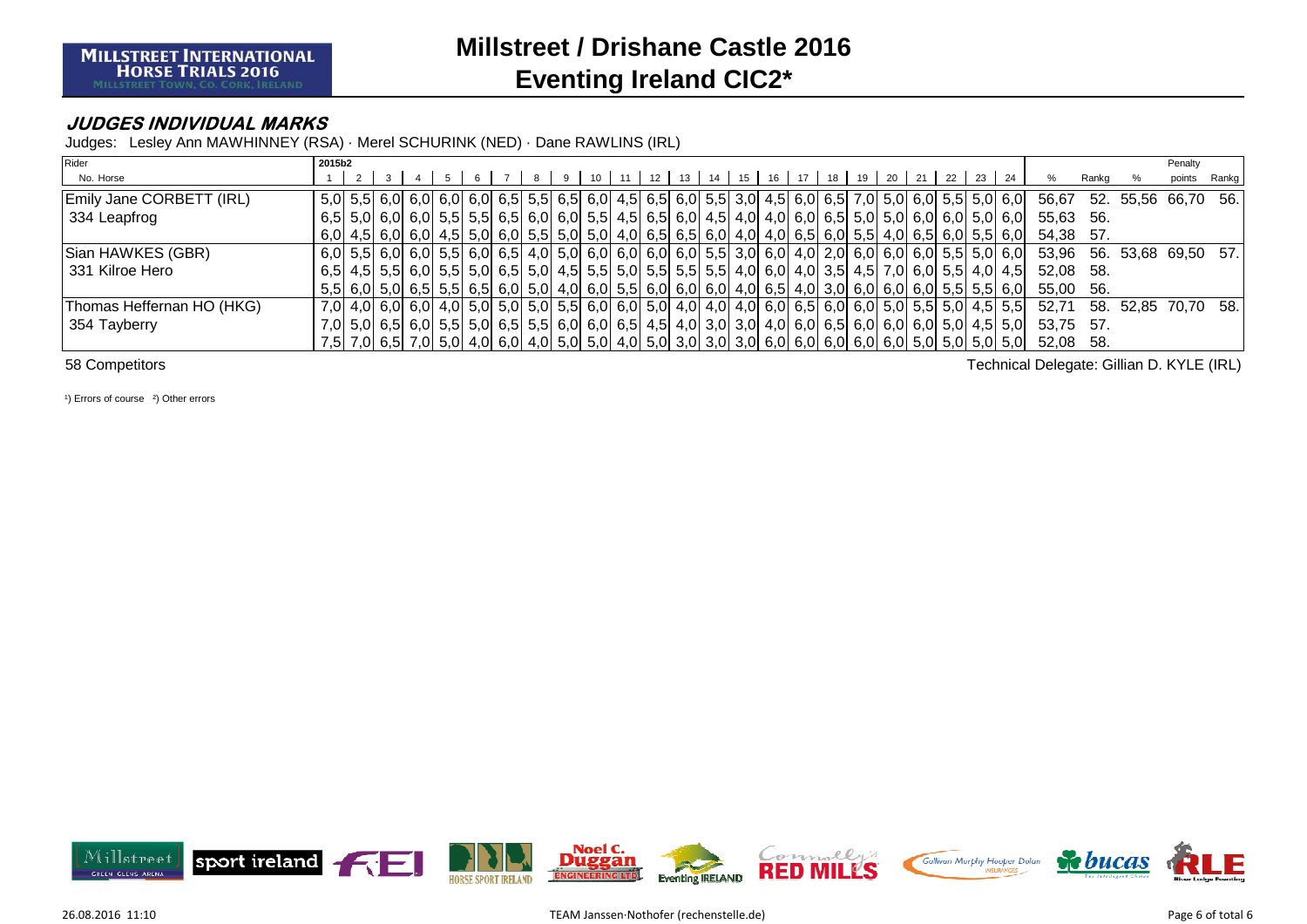**MILLSTREET INTERNATIONAL HORSE TRIALS 2016**
MILLSTREET TOWN, CO. CORK, IRELAND

# Millstreet / Drishane Castle 2016
# Eventing Ireland CIC2*

## JUDGES INDIVIDUAL MARKS

Judges: Lesley Ann MAWHINNEY (RSA) · Merel SCHURINK (NED) · Dane RAWLINS (IRL)

| Rider / No. Horse | 2015b2 1 | 2 | 3 | 4 | 5 | 6 | 7 | 8 | 9 | 10 | 11 | 12 | 13 | 14 | 15 | 16 | 17 | 18 | 19 | 20 | 21 | 22 | 23 | 24 | % | Rankg | % | Penalty points | Rankg |
|---|---|---|---|---|---|---|---|---|---|---|---|---|---|---|---|---|---|---|---|---|---|---|---|---|---|---|---|---|---|
| Emily Jane CORBETT (IRL) | 5,0 | 5,5 | 6,0 | 6,0 | 6,0 | 6,0 | 6,5 | 5,5 | 6,5 | 6,0 | 4,5 | 6,5 | 6,0 | 5,5 | 3,0 | 4,5 | 6,0 | 6,5 | 7,0 | 5,0 | 6,0 | 5,5 | 5,0 | 6,0 | 56,67 | 52. | 55,56 | 66,70 | 56. |
| 334 Leapfrog | 6,5 | 5,0 | 6,0 | 6,0 | 5,5 | 5,5 | 6,5 | 6,0 | 6,0 | 5,5 | 4,5 | 6,5 | 6,0 | 4,5 | 4,0 | 4,0 | 6,0 | 6,5 | 5,0 | 5,0 | 6,0 | 6,0 | 5,0 | 6,0 | 55,63 | 56. | | | |
| | 6,0 | 4,5 | 6,0 | 6,0 | 4,5 | 5,0 | 6,0 | 5,5 | 5,0 | 5,0 | 4,0 | 6,5 | 6,5 | 6,0 | 4,0 | 4,0 | 6,5 | 6,0 | 5,5 | 4,0 | 6,5 | 6,0 | 5,5 | 6,0 | 54,38 | 57. | | | |
| Sian HAWKES (GBR) | 6,0 | 5,5 | 6,0 | 6,0 | 5,5 | 6,0 | 6,5 | 4,0 | 5,0 | 6,0 | 6,0 | 6,0 | 6,0 | 5,5 | 3,0 | 6,0 | 4,0 | 2,0 | 6,0 | 6,0 | 6,0 | 5,5 | 5,0 | 6,0 | 53,96 | 56. | 53,68 | 69,50 | 57. |
| 331 Kilroe Hero | 6,5 | 4,5 | 5,5 | 6,0 | 5,5 | 5,0 | 6,5 | 5,0 | 4,5 | 5,5 | 5,0 | 5,5 | 5,5 | 5,5 | 4,0 | 6,0 | 4,0 | 3,5 | 4,5 | 7,0 | 6,0 | 5,5 | 4,0 | 4,5 | 52,08 | 58. | | | |
| | 5,5 | 6,0 | 5,0 | 6,5 | 5,5 | 6,5 | 6,0 | 5,0 | 4,0 | 6,0 | 5,5 | 6,0 | 6,0 | 6,0 | 4,0 | 6,5 | 4,0 | 3,0 | 6,0 | 6,0 | 6,0 | 5,5 | 5,5 | 6,0 | 55,00 | 56. | | | |
| Thomas Heffernan HO (HKG) | 7,0 | 4,0 | 6,0 | 6,0 | 4,0 | 5,0 | 5,0 | 5,0 | 5,5 | 6,0 | 6,0 | 5,0 | 4,0 | 4,0 | 4,0 | 6,0 | 6,5 | 6,0 | 6,0 | 5,0 | 5,5 | 5,0 | 4,5 | 5,5 | 52,71 | 58. | 52,85 | 70,70 | 58. |
| 354 Tayberry | 7,0 | 5,0 | 6,5 | 6,0 | 5,5 | 5,0 | 6,5 | 5,5 | 6,0 | 6,0 | 6,5 | 4,5 | 4,0 | 3,0 | 3,0 | 4,0 | 6,0 | 6,5 | 6,0 | 6,0 | 6,0 | 5,0 | 4,5 | 5,0 | 53,75 | 57. | | | |
| | 7,5 | 7,0 | 6,5 | 7,0 | 5,0 | 4,0 | 6,0 | 4,0 | 5,0 | 5,0 | 4,0 | 5,0 | 3,0 | 3,0 | 3,0 | 6,0 | 6,0 | 6,0 | 6,0 | 6,0 | 5,0 | 5,0 | 5,0 | 5,0 | 52,08 | 58. | | | |

58 Competitors

Technical Delegate: Gillian D. KYLE (IRL)

[1]) Errors of course [2]) Other errors

26.08.2016 11:10

TEAM Janssen·Nothofer (rechenstelle.de)